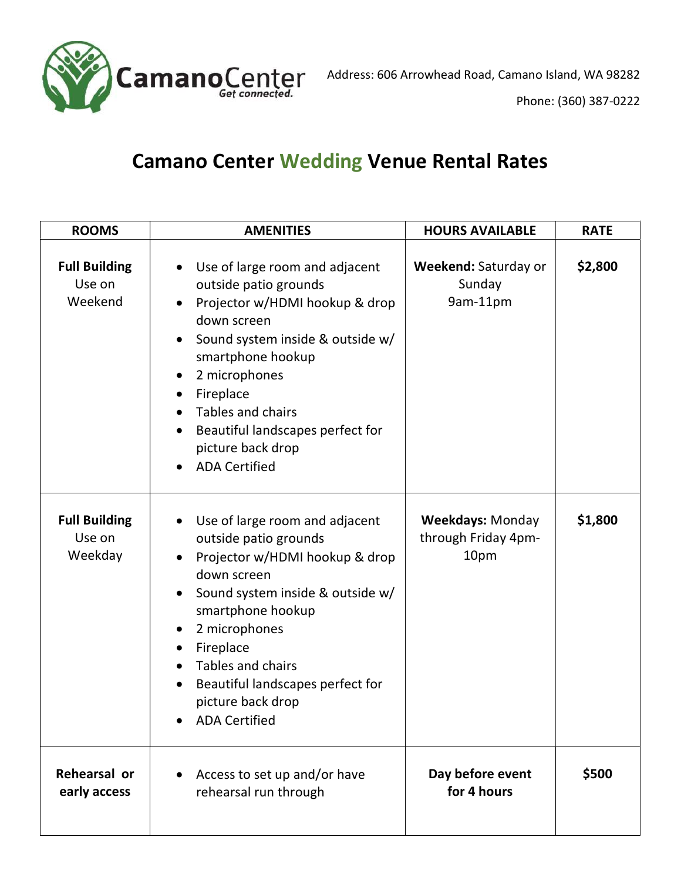CamanoCenter
*Get connected.*

Address: 606 Arrowhead Road, Camano Island, WA 98282

Phone: (360) 387-0222

# Camano Center Wedding Venue Rental Rates

| ROOMS | AMENITIES | HOURS AVAILABLE | RATE |
|---|---|---|---|
| **Full Building** Use on Weekend | • Use of large room and adjacent outside patio grounds<br>• Projector w/HDMI hookup & drop down screen<br>• Sound system inside & outside w/ smartphone hookup<br>• 2 microphones<br>• Fireplace<br>• Tables and chairs<br>• Beautiful landscapes perfect for picture back drop<br>• ADA Certified | **Weekend:** Saturday or Sunday 9am-11pm | **$2,800** |
| **Full Building** Use on Weekday | • Use of large room and adjacent outside patio grounds<br>• Projector w/HDMI hookup & drop down screen<br>• Sound system inside & outside w/ smartphone hookup<br>• 2 microphones<br>• Fireplace<br>• Tables and chairs<br>• Beautiful landscapes perfect for picture back drop<br>• ADA Certified | **Weekdays:** Monday through Friday 4pm-10pm | **$1,800** |
| **Rehearsal or early access** | • Access to set up and/or have rehearsal run through | **Day before event for 4 hours** | **$500** |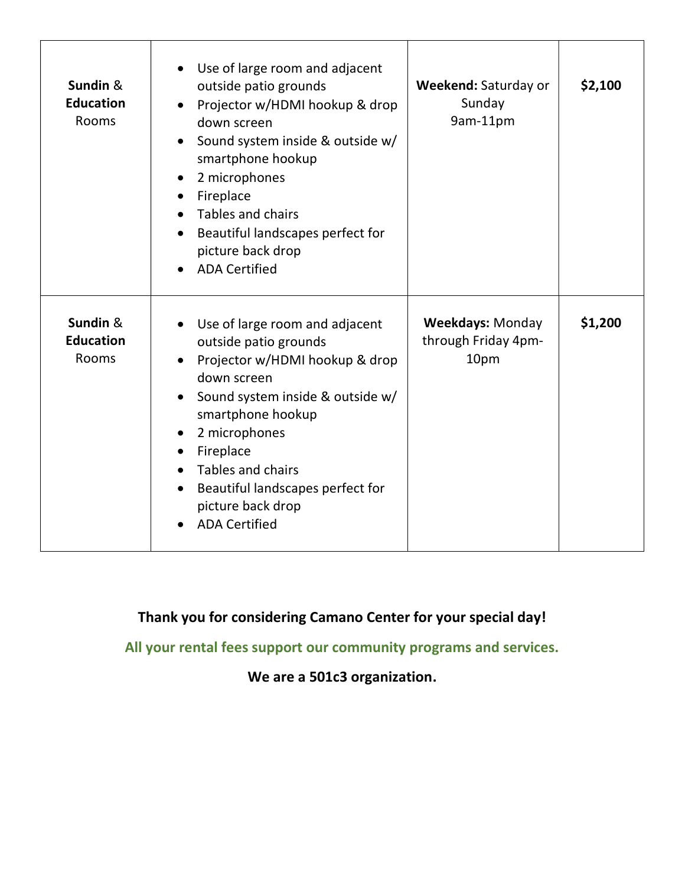| **Sundin** & **Education** Rooms | <ul><li>Use of large room and adjacent outside patio grounds</li><li>Projector w/HDMI hookup & drop down screen</li><li>Sound system inside & outside w/ smartphone hookup</li><li>2 microphones</li><li>Fireplace</li><li>Tables and chairs</li><li>Beautiful landscapes perfect for picture back drop</li><li>ADA Certified</li></ul> | **Weekend:** Saturday or Sunday 9am-11pm | **$2,100** |
|---|---|---|---|
| **Sundin** & **Education** Rooms | <ul><li>Use of large room and adjacent outside patio grounds</li><li>Projector w/HDMI hookup & drop down screen</li><li>Sound system inside & outside w/ smartphone hookup</li><li>2 microphones</li><li>Fireplace</li><li>Tables and chairs</li><li>Beautiful landscapes perfect for picture back drop</li><li>ADA Certified</li></ul> | **Weekdays:** Monday through Friday 4pm-10pm | **$1,200** |

**Thank you for considering Camano Center for your special day!**

**All your rental fees support our community programs and services.**

**We are a 501c3 organization.**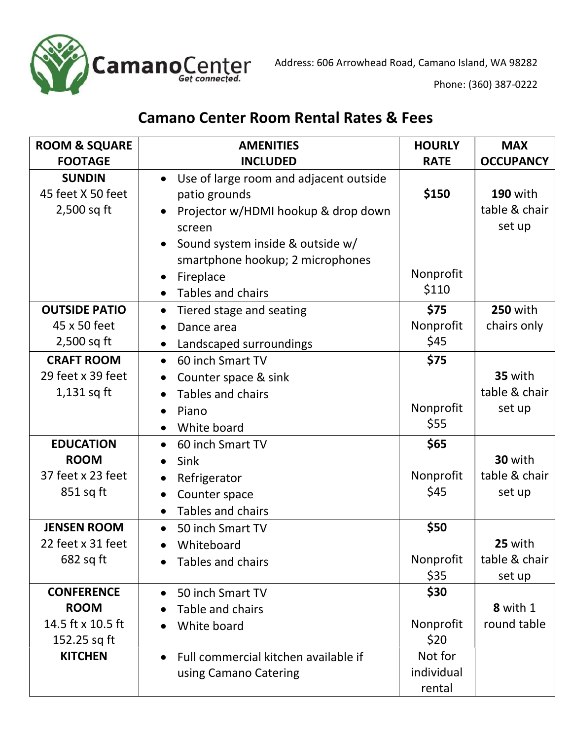CamanoCenter
Get connected.

Address: 606 Arrowhead Road, Camano Island, WA 98282

Phone: (360) 387-0222

## Camano Center Room Rental Rates & Fees

| ROOM & SQUARE FOOTAGE | AMENITIES INCLUDED | HOURLY RATE | MAX OCCUPANCY |
|---|---|---|---|
| **SUNDIN** 45 feet X 50 feet 2,500 sq ft | • Use of large room and adjacent outside patio grounds<br>• Projector w/HDMI hookup & drop down screen<br>• Sound system inside & outside w/ smartphone hookup; 2 microphones<br>• Fireplace<br>• Tables and chairs | **$150** Nonprofit $110 | **190** with table & chair set up |
| **OUTSIDE PATIO** 45 x 50 feet 2,500 sq ft | • Tiered stage and seating<br>• Dance area<br>• Landscaped surroundings | **$75** Nonprofit $45 | **250** with chairs only |
| **CRAFT ROOM** 29 feet x 39 feet 1,131 sq ft | • 60 inch Smart TV<br>• Counter space & sink<br>• Tables and chairs<br>• Piano<br>• White board | **$75** Nonprofit $55 | **35** with table & chair set up |
| **EDUCATION ROOM** 37 feet x 23 feet 851 sq ft | • 60 inch Smart TV<br>• Sink<br>• Refrigerator<br>• Counter space<br>• Tables and chairs | **$65** Nonprofit $45 | **30** with table & chair set up |
| **JENSEN ROOM** 22 feet x 31 feet 682 sq ft | • 50 inch Smart TV<br>• Whiteboard<br>• Tables and chairs | **$50** Nonprofit $35 | **25** with table & chair set up |
| **CONFERENCE ROOM** 14.5 ft x 10.5 ft 152.25 sq ft | • 50 inch Smart TV<br>• Table and chairs<br>• White board | **$30** Nonprofit $20 | **8** with 1 round table |
| **KITCHEN** | • Full commercial kitchen available if using Camano Catering | Not for individual rental | |